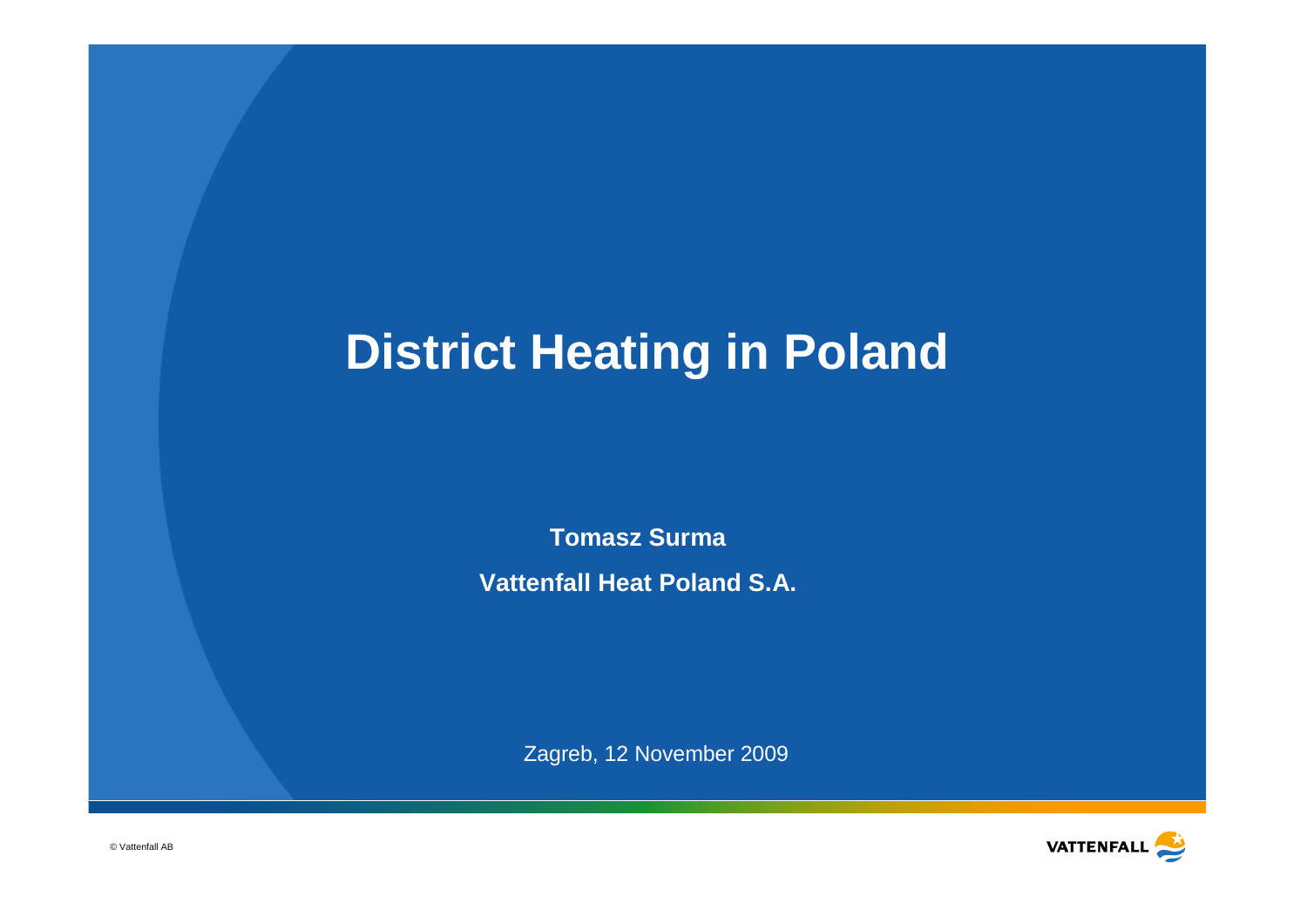# District Heating in Poland

**Tomasz Surma**

**Vattenfall Heat Poland S.A.**

Zagreb, 12 November 2009

© Vattenfall AB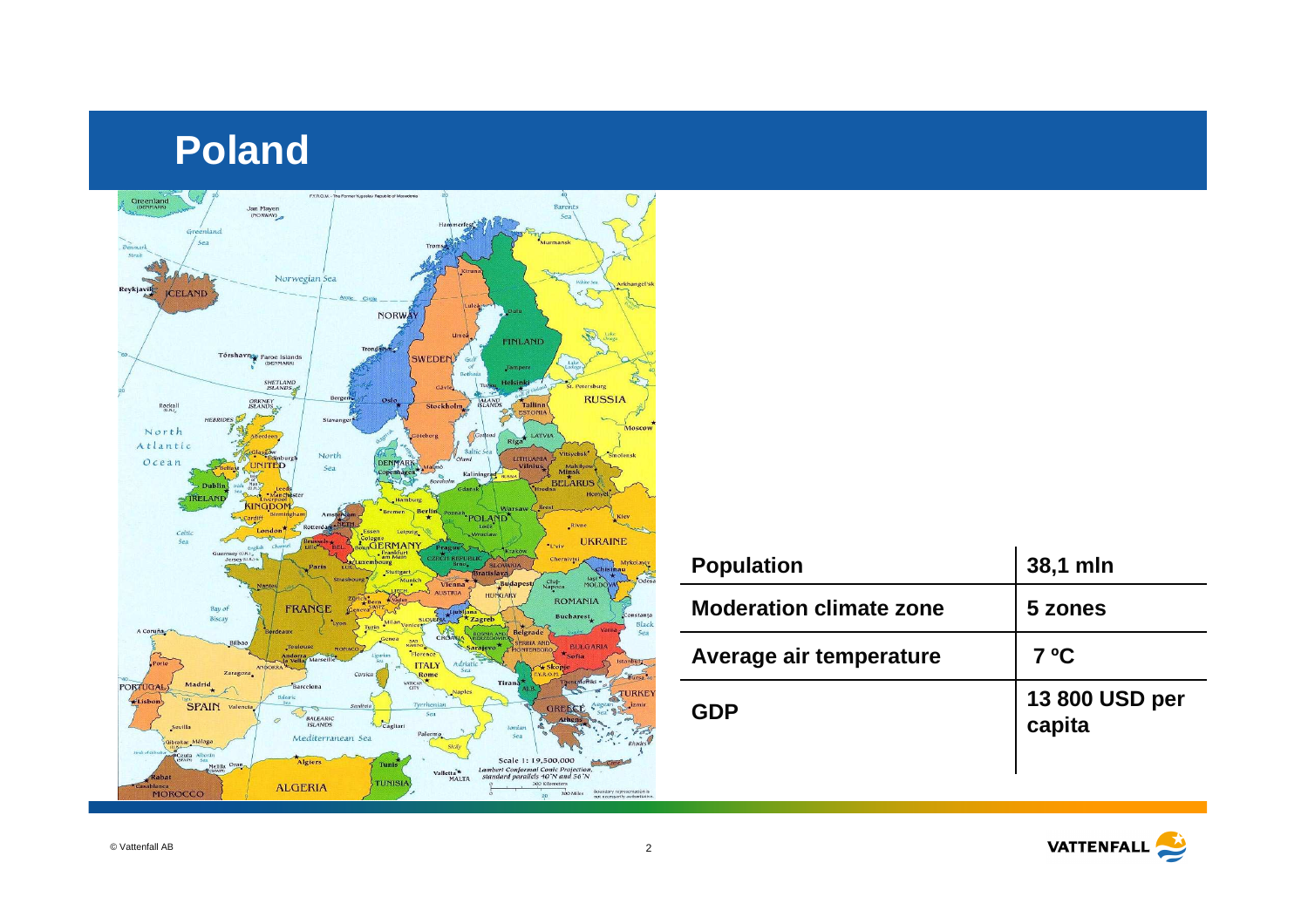# Poland

| | |
|---|---|
| **Population** | **38,1 mln** |
| **Moderation climate zone** | **5 zones** |
| **Average air temperature** | **7 ºC** |
| **GDP** | **13 800 USD per capita** |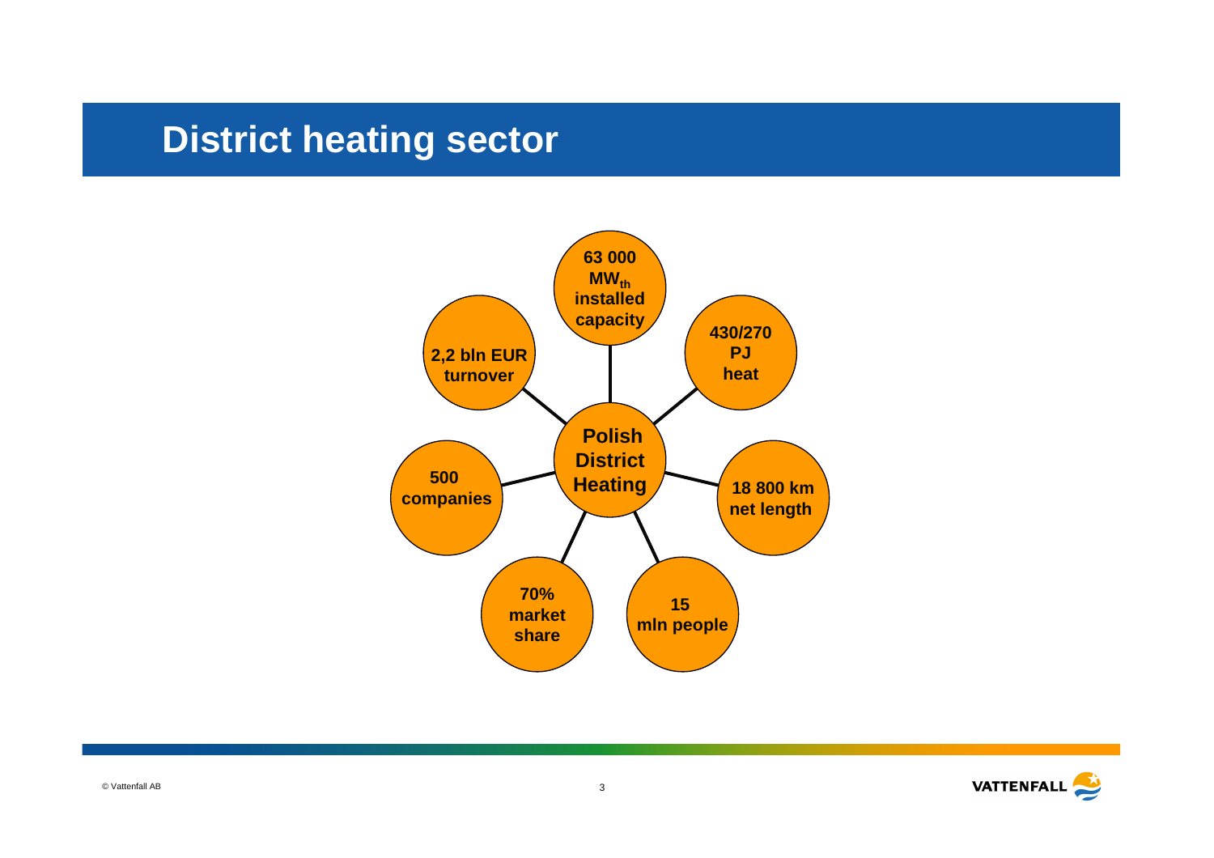# District heating sector

Polish District Heating

63 000 $MW_{th}$ installed capacity

430/270 PJ heat

18 800 km net length

15 mln people

70% market share

500 companies

2,2 bln EUR turnover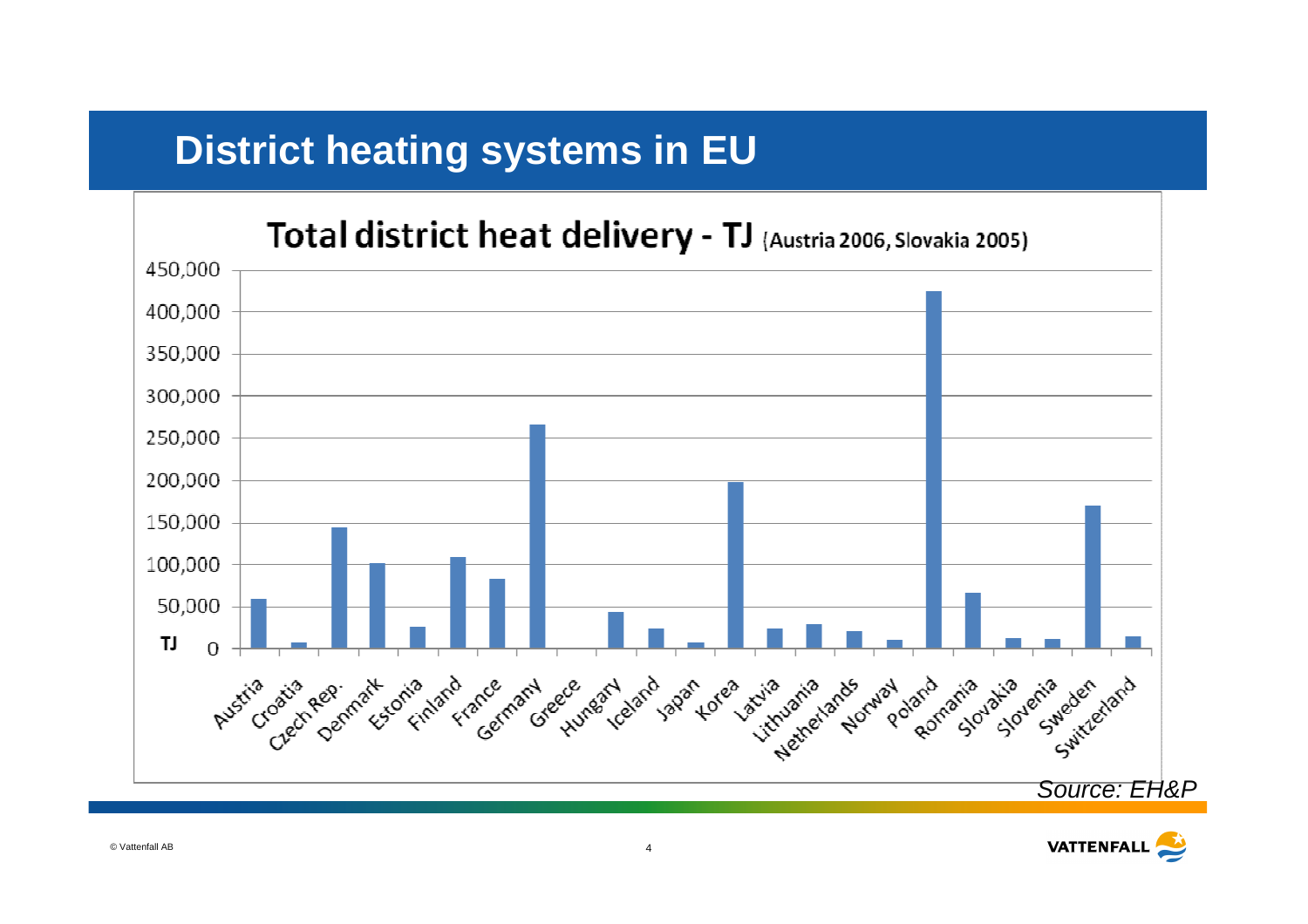# District heating systems in EU

Total district heat delivery - TJ (Austria 2006, Slovakia 2005)

450,000
400,000
350,000
300,000
250,000
200,000
150,000
100,000
50,000
TJ 0

Austria, Croatia, Czech Rep., Denmark, Estonia, Finland, France, Germany, Greece, Hungary, Iceland, Japan, Korea, Latvia, Lithuania, Netherlands, Norway, Poland, Romania, Slovakia, Slovenia, Sweden, Switzerland

*Source: EH&P*

© Vattenfall AB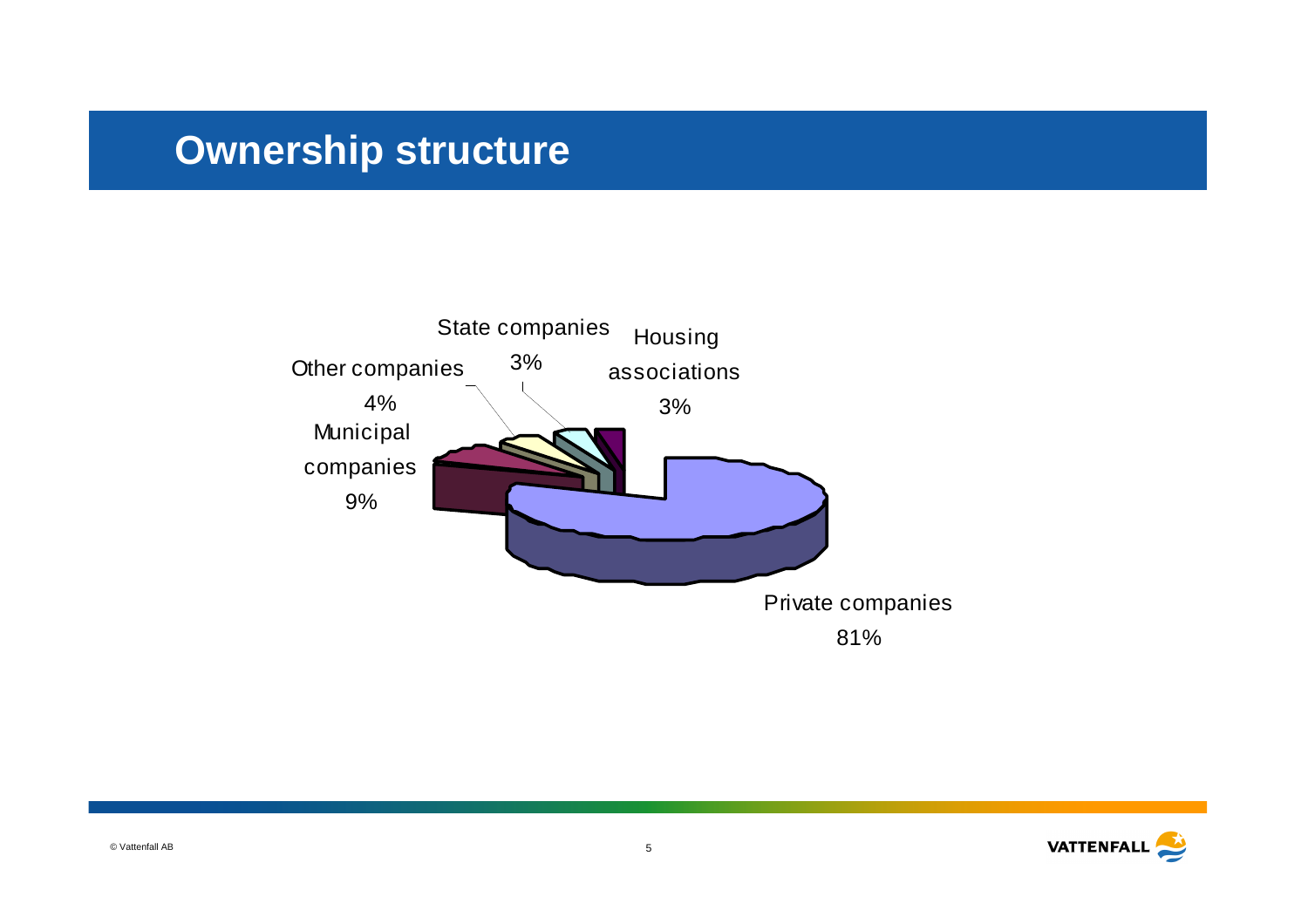# Ownership structure

State companies
3%

Housing associations
3%

Other companies
4%

Municipal companies
9%

Private companies
81%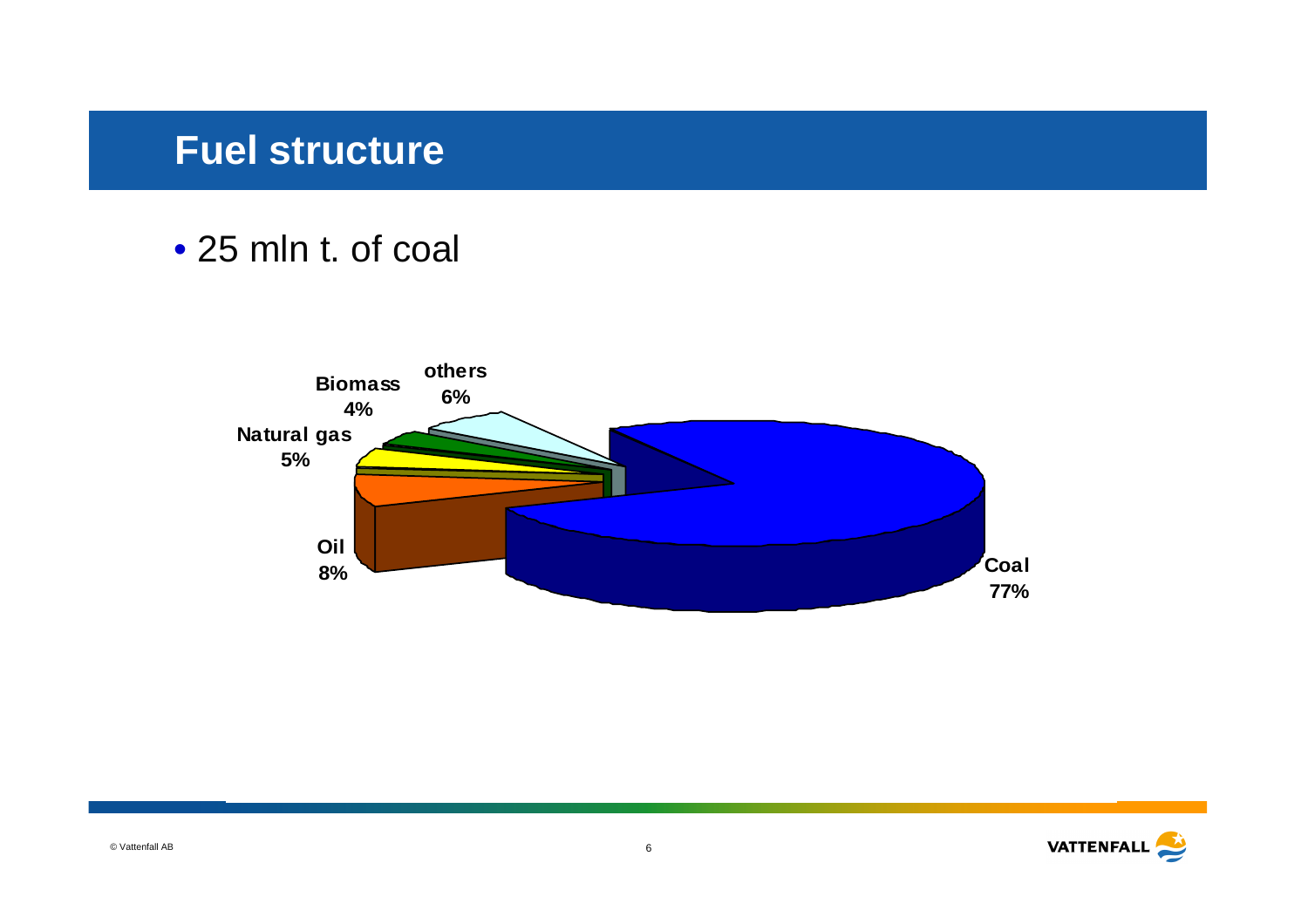# Fuel structure

- 25 mln t. of coal

Biomass
4%

others
6%

Natural gas
5%

Oil
8%

Coal
77%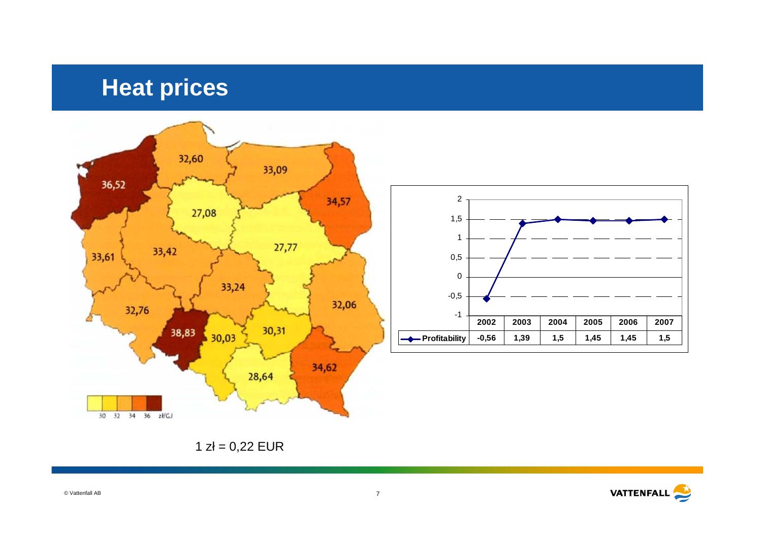# Heat prices

36,52
32,60
33,09
34,57
27,08
27,77
33,61
33,42
33,24
32,06
32,76
38,83
30,03
30,31
34,62
28,64

30 32 34 36 zł/GJ

2
1,5
1
0,5
0
-0,5
-1

Profitability
2002 2003 2004 2005 2006 2007
-0,56 1,39 1,5 1,45 1,45 1,5

1 zł = 0,22 EUR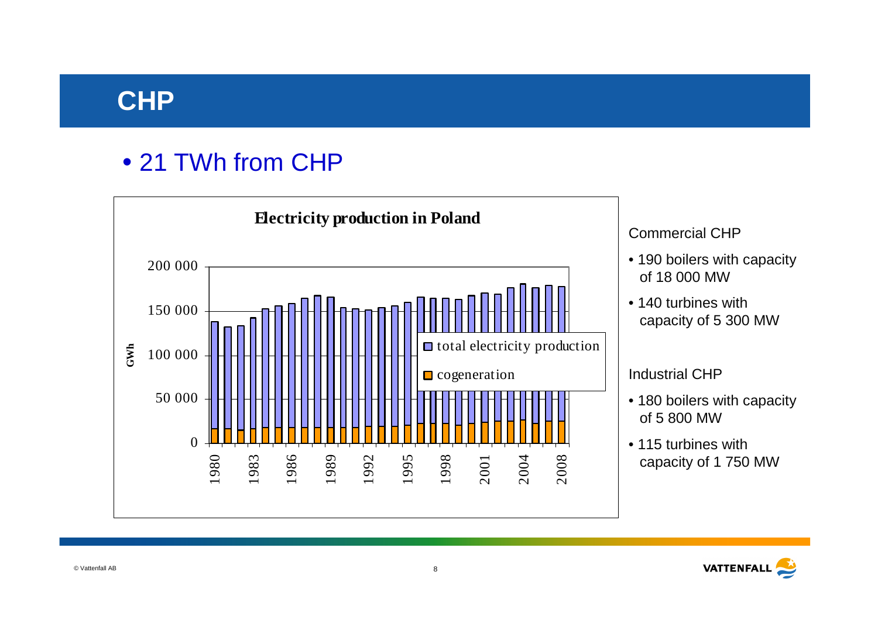# CHP

- 21 TWh from CHP

**Electricity production in Poland**

GWh

200 000
150 000
100 000
50 000
0

1980
1983
1986
1989
1992
1995
1998
2001
2004
2008

total electricity production
cogeneration

Commercial CHP

- 190 boilers with capacity of 18 000 MW
- 140 turbines with capacity of 5 300 MW

Industrial CHP

- 180 boilers with capacity of 5 800 MW
- 115 turbines with capacity of 1 750 MW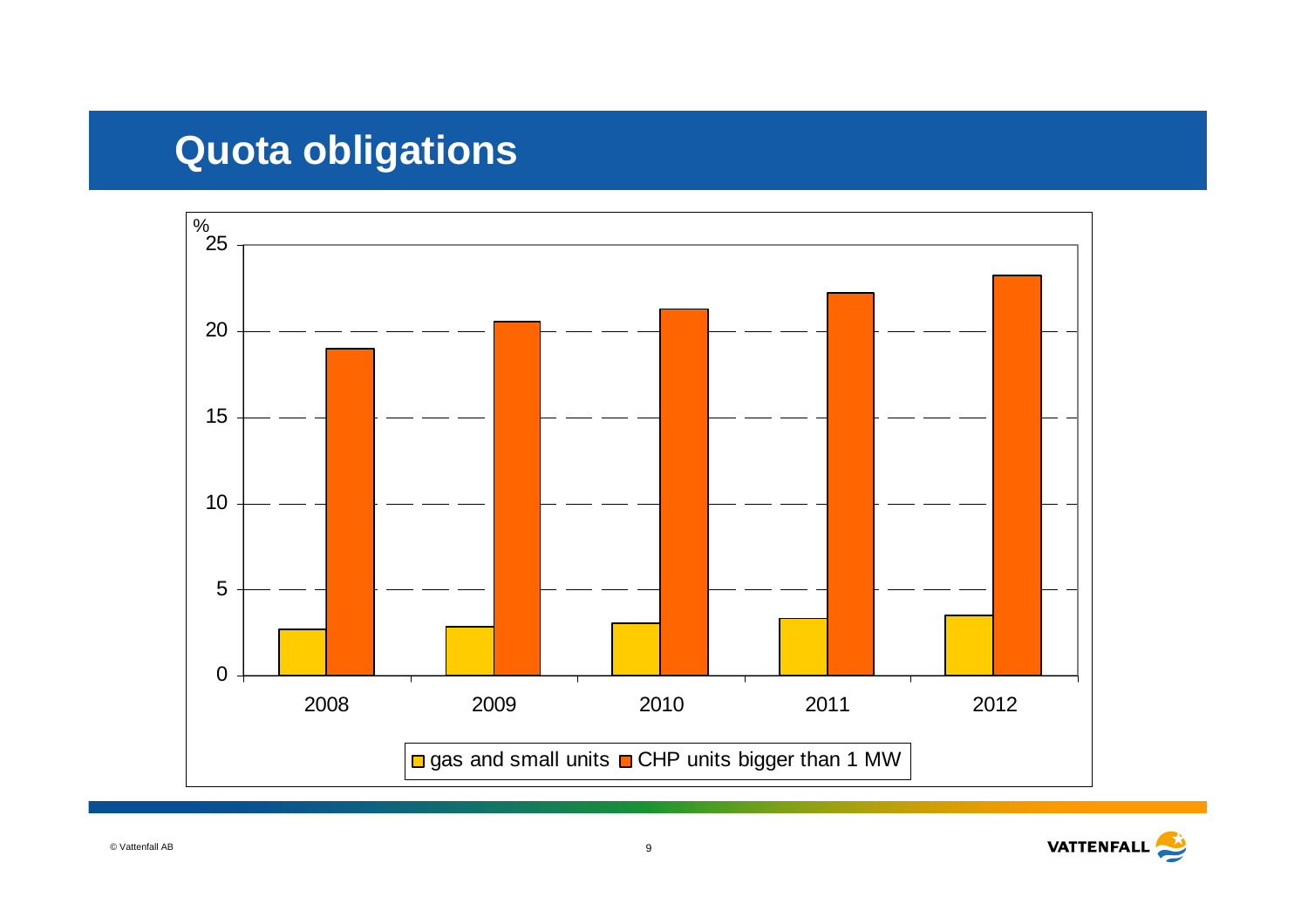# Quota obligations

%
25
20
15
10
5
0

2008
2009
2010
2011
2012

gas and small units
CHP units bigger than 1 MW

© Vattenfall AB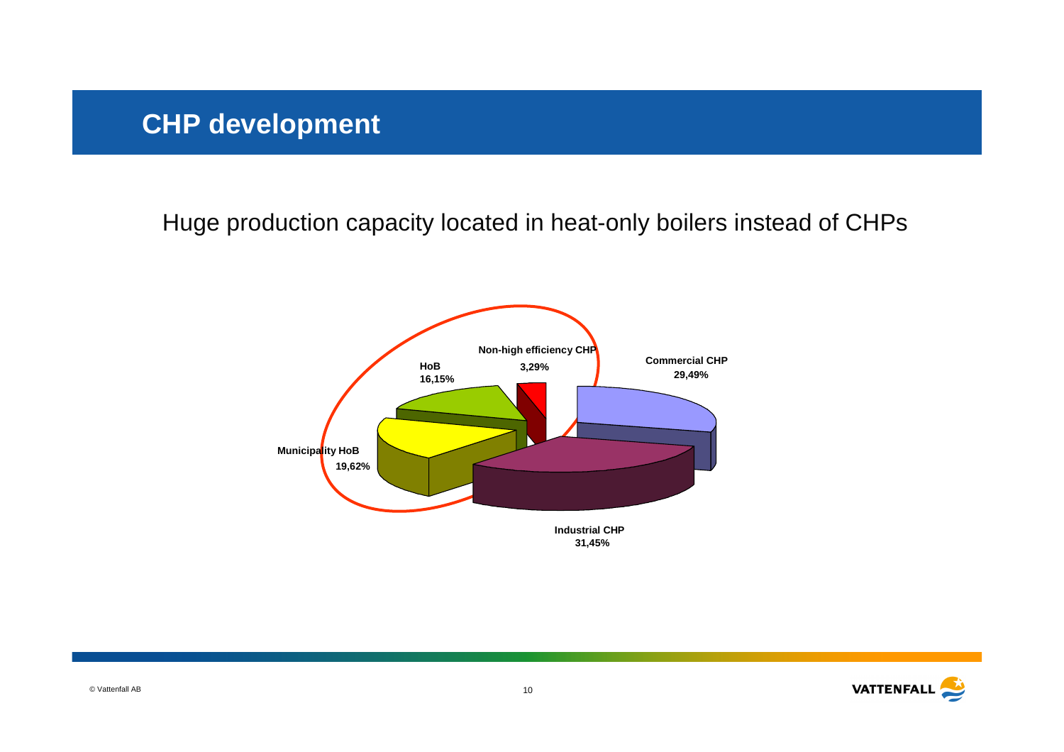# CHP development

Huge production capacity located in heat-only boilers instead of CHPs

Non-high efficiency CHP
3,29%

HoB
16,15%

Commercial CHP
29,49%

Municipality HoB
19,62%

Industrial CHP
31,45%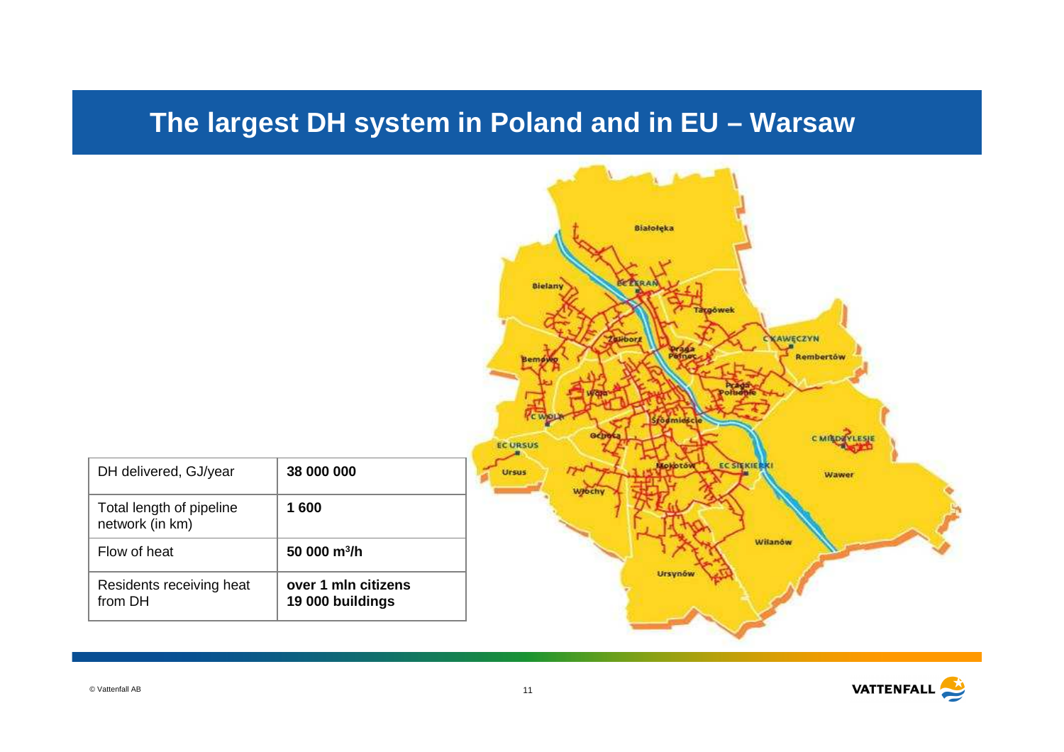# The largest DH system in Poland and in EU – Warsaw

| | |
|---|---|
| DH delivered, GJ/year | **38 000 000** |
| Total length of pipeline network (in km) | **1 600** |
| Flow of heat | **50 000 $m^3$/h** |
| Residents receiving heat from DH | **over 1 mln citizens 19 000 buildings** |

Białołęka
Bielany
EC ŻERAŃ
Targówek
Żoliborz
C KAWĘCZYN
Rembertów
Bemowo
Praga Północ
Wola
Praga Południe
C WOLA
Śródmieście
Ochota
EC URSUS
C MIĘDZYLESIE
Ursus
Mokotów
EC SIEKIERKI
Wawer
Włochy
Wilanów
Ursynów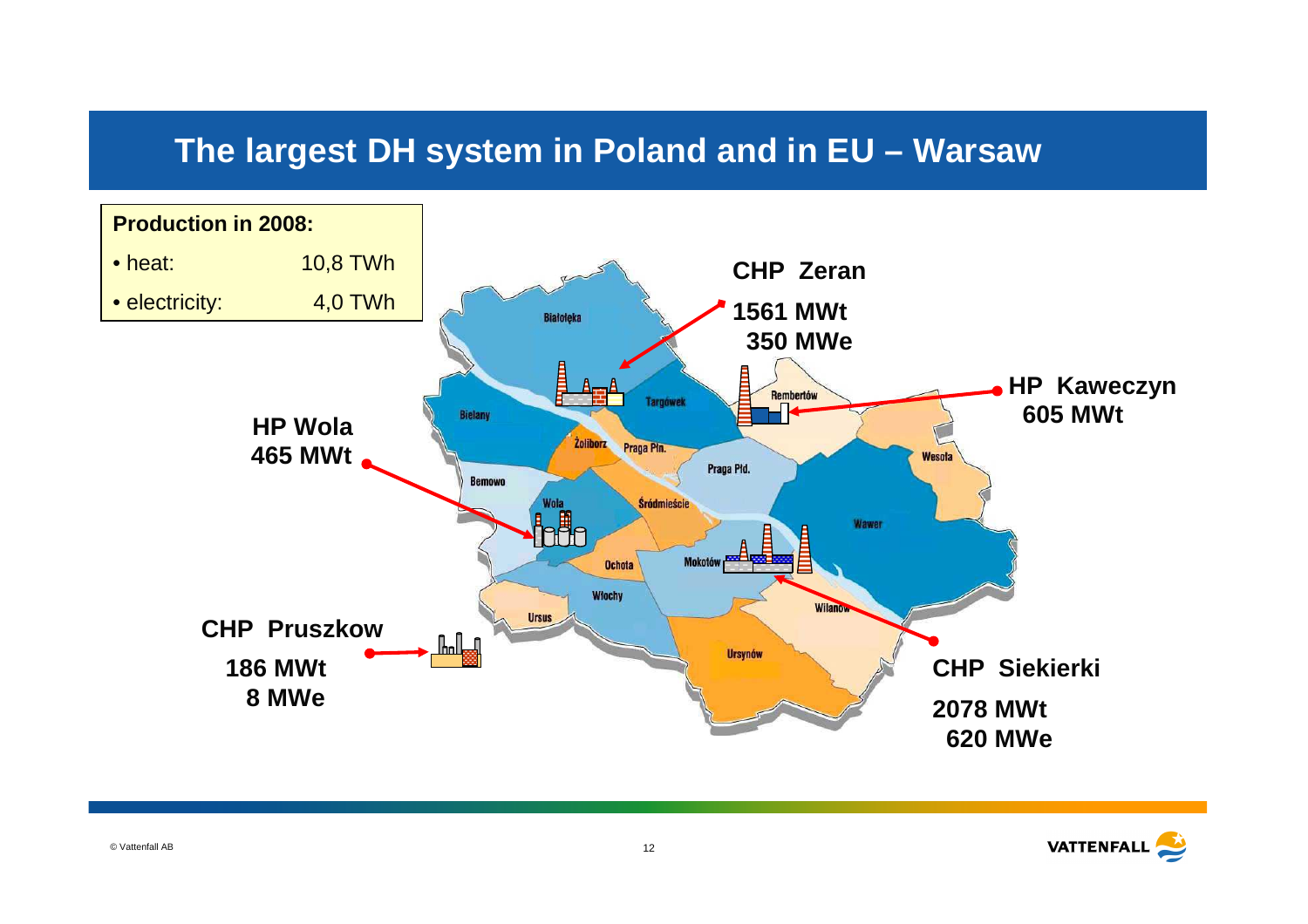# The largest DH system in Poland and in EU – Warsaw

**Production in 2008:**

- heat: 10,8 TWh
- electricity: 4,0 TWh

**CHP Zeran**
**1561 MWt**
**350 MWe**

**HP Kaweczyn**
**605 MWt**

**HP Wola**
**465 MWt**

**CHP Pruszkow**
**186 MWt**
**8 MWe**

**CHP Siekierki**
**2078 MWt**
**620 MWe**

Białołęka
Targówek
Rembertów
Bielany
Żoliborz
Praga Płn.
Praga Płd.
Wesoła
Bemowo
Wola
Śródmieście
Wawer
Ochota
Mokotów
Włochy
Ursus
Wilanów
Ursynów

© Vattenfall AB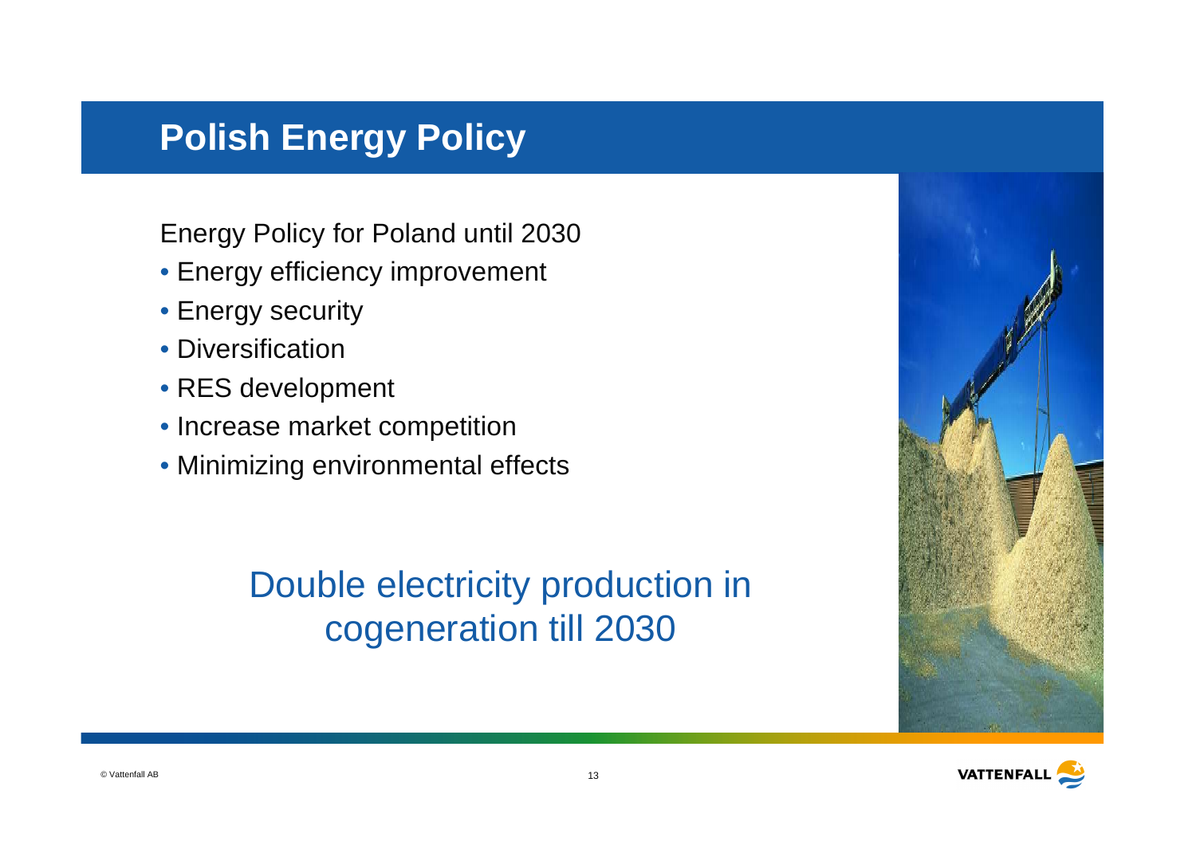# Polish Energy Policy

Energy Policy for Poland until 2030

- Energy efficiency improvement
- Energy security
- Diversification
- RES development
- Increase market competition
- Minimizing environmental effects

Double electricity production in cogeneration till 2030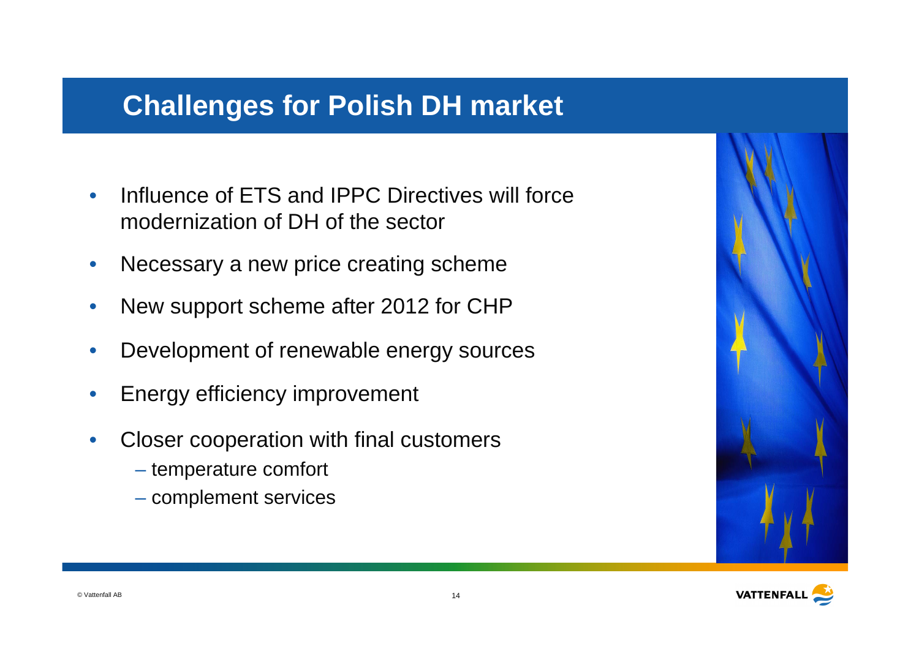# Challenges for Polish DH market

- Influence of ETS and IPPC Directives will force modernization of DH of the sector
- Necessary a new price creating scheme
- New support scheme after 2012 for CHP
- Development of renewable energy sources
- Energy efficiency improvement
- Closer cooperation with final customers
  - temperature comfort
  - complement services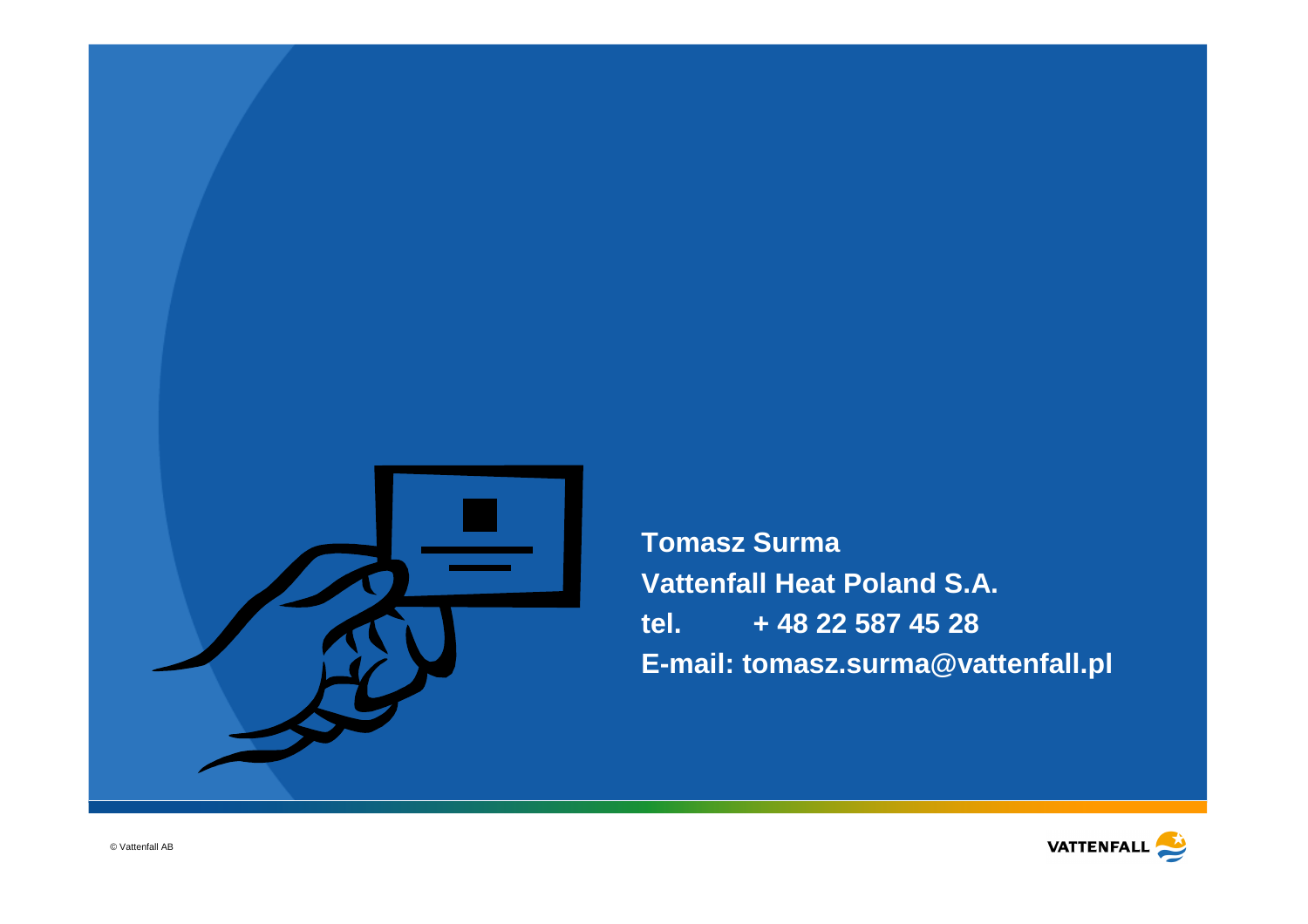**Tomasz Surma**

**Vattenfall Heat Poland S.A.**

**tel. + 48 22 587 45 28**

**E-mail: tomasz.surma@vattenfall.pl**